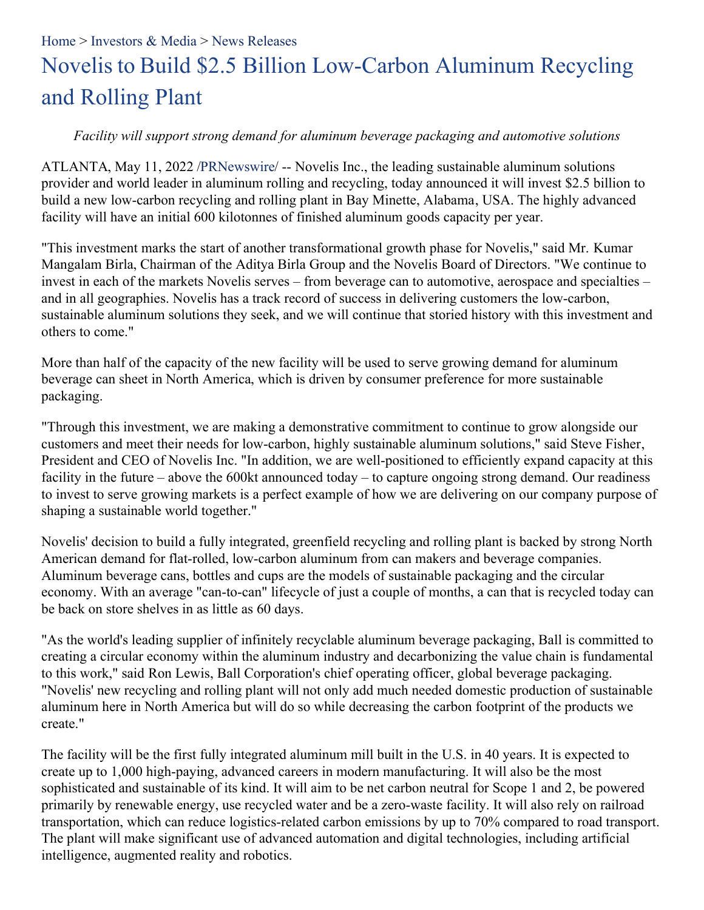Home > Investors & Media > News Releases

# Novelis to Build $2.5 Billion Low-Carbon Aluminum Recycling and Rolling Plant

*Facility will support strong demand for aluminum beverage packaging and automotive solutions*

ATLANTA, May 11, 2022 /PRNewswire/ -- Novelis Inc., the leading sustainable aluminum solutions provider and world leader in aluminum rolling and recycling, today announced it will invest $2.5 billion to build a new low-carbon recycling and rolling plant in Bay Minette, Alabama, USA. The highly advanced facility will have an initial 600 kilotonnes of finished aluminum goods capacity per year.

"This investment marks the start of another transformational growth phase for Novelis," said Mr. Kumar Mangalam Birla, Chairman of the Aditya Birla Group and the Novelis Board of Directors. "We continue to invest in each of the markets Novelis serves – from beverage can to automotive, aerospace and specialties – and in all geographies. Novelis has a track record of success in delivering customers the low-carbon, sustainable aluminum solutions they seek, and we will continue that storied history with this investment and others to come."

More than half of the capacity of the new facility will be used to serve growing demand for aluminum beverage can sheet in North America, which is driven by consumer preference for more sustainable packaging.

"Through this investment, we are making a demonstrative commitment to continue to grow alongside our customers and meet their needs for low-carbon, highly sustainable aluminum solutions," said Steve Fisher, President and CEO of Novelis Inc. "In addition, we are well-positioned to efficiently expand capacity at this facility in the future – above the 600kt announced today – to capture ongoing strong demand. Our readiness to invest to serve growing markets is a perfect example of how we are delivering on our company purpose of shaping a sustainable world together."

Novelis' decision to build a fully integrated, greenfield recycling and rolling plant is backed by strong North American demand for flat-rolled, low-carbon aluminum from can makers and beverage companies. Aluminum beverage cans, bottles and cups are the models of sustainable packaging and the circular economy. With an average "can-to-can" lifecycle of just a couple of months, a can that is recycled today can be back on store shelves in as little as 60 days.

"As the world's leading supplier of infinitely recyclable aluminum beverage packaging, Ball is committed to creating a circular economy within the aluminum industry and decarbonizing the value chain is fundamental to this work," said Ron Lewis, Ball Corporation's chief operating officer, global beverage packaging. "Novelis' new recycling and rolling plant will not only add much needed domestic production of sustainable aluminum here in North America but will do so while decreasing the carbon footprint of the products we create."

The facility will be the first fully integrated aluminum mill built in the U.S. in 40 years. It is expected to create up to 1,000 high-paying, advanced careers in modern manufacturing. It will also be the most sophisticated and sustainable of its kind. It will aim to be net carbon neutral for Scope 1 and 2, be powered primarily by renewable energy, use recycled water and be a zero-waste facility. It will also rely on railroad transportation, which can reduce logistics-related carbon emissions by up to 70% compared to road transport. The plant will make significant use of advanced automation and digital technologies, including artificial intelligence, augmented reality and robotics.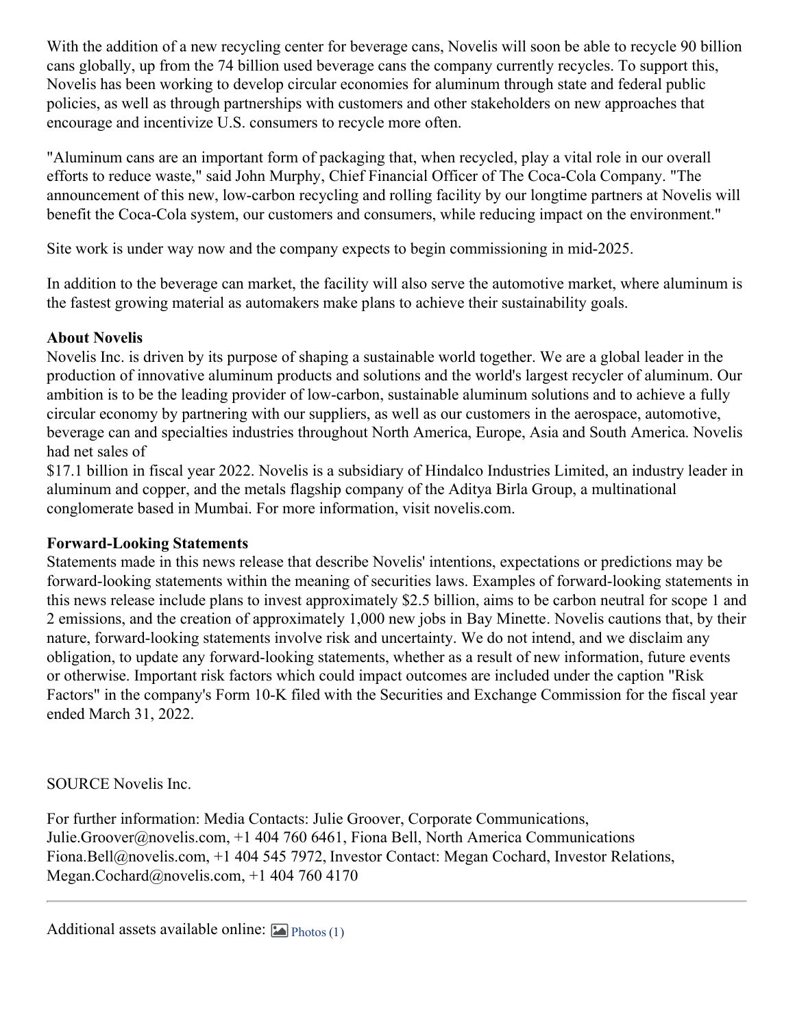With the addition of a new recycling center for beverage cans, Novelis will soon be able to recycle 90 billion cans globally, up from the 74 billion used beverage cans the company currently recycles. To support this, Novelis has been working to develop circular economies for aluminum through state and federal public policies, as well as through partnerships with customers and other stakeholders on new approaches that encourage and incentivize U.S. consumers to recycle more often.

"Aluminum cans are an important form of packaging that, when recycled, play a vital role in our overall efforts to reduce waste," said John Murphy, Chief Financial Officer of The Coca-Cola Company. "The announcement of this new, low-carbon recycling and rolling facility by our longtime partners at Novelis will benefit the Coca-Cola system, our customers and consumers, while reducing impact on the environment."

Site work is under way now and the company expects to begin commissioning in mid-2025.

In addition to the beverage can market, the facility will also serve the automotive market, where aluminum is the fastest growing material as automakers make plans to achieve their sustainability goals.

**About Novelis**

Novelis Inc. is driven by its purpose of shaping a sustainable world together. We are a global leader in the production of innovative aluminum products and solutions and the world's largest recycler of aluminum. Our ambition is to be the leading provider of low-carbon, sustainable aluminum solutions and to achieve a fully circular economy by partnering with our suppliers, as well as our customers in the aerospace, automotive, beverage can and specialties industries throughout North America, Europe, Asia and South America. Novelis had net sales of $17.1 billion in fiscal year 2022. Novelis is a subsidiary of Hindalco Industries Limited, an industry leader in aluminum and copper, and the metals flagship company of the Aditya Birla Group, a multinational conglomerate based in Mumbai. For more information, visit novelis.com.

**Forward-Looking Statements**

Statements made in this news release that describe Novelis' intentions, expectations or predictions may be forward-looking statements within the meaning of securities laws. Examples of forward-looking statements in this news release include plans to invest approximately $2.5 billion, aims to be carbon neutral for scope 1 and 2 emissions, and the creation of approximately 1,000 new jobs in Bay Minette. Novelis cautions that, by their nature, forward-looking statements involve risk and uncertainty. We do not intend, and we disclaim any obligation, to update any forward-looking statements, whether as a result of new information, future events or otherwise. Important risk factors which could impact outcomes are included under the caption "Risk Factors" in the company's Form 10-K filed with the Securities and Exchange Commission for the fiscal year ended March 31, 2022.

SOURCE Novelis Inc.

For further information: Media Contacts: Julie Groover, Corporate Communications, Julie.Groover@novelis.com, +1 404 760 6461, Fiona Bell, North America Communications Fiona.Bell@novelis.com, +1 404 545 7972, Investor Contact: Megan Cochard, Investor Relations, Megan.Cochard@novelis.com, +1 404 760 4170

---

Additional assets available online: Photos (1)